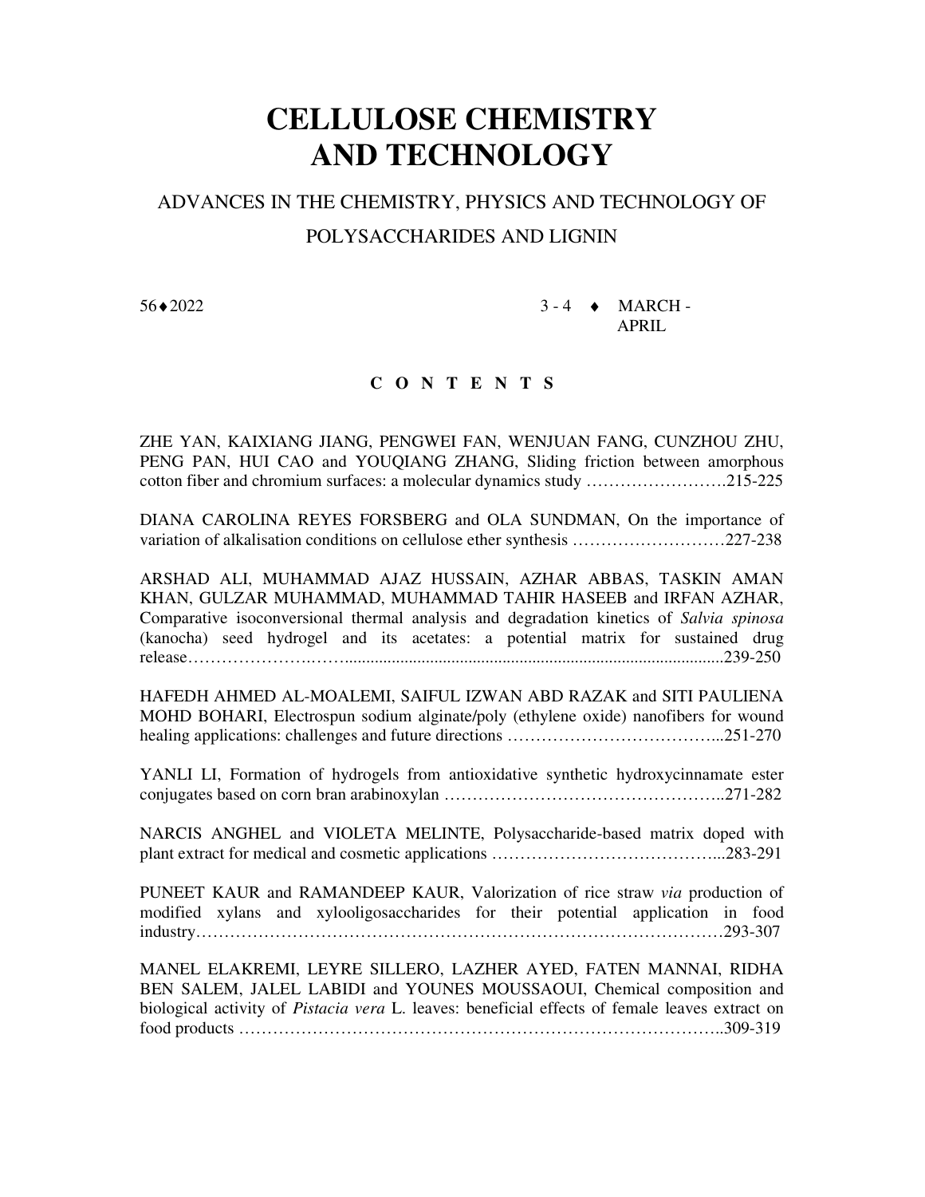# CELLULOSE CHEMISTRY AND TECHNOLOGY

## ADVANCES IN THE CHEMISTRY, PHYSICS AND TECHNOLOGY OF POLYSACCHARIDES AND LIGNIN

56♦2022 3 - 4 ♦ MARCH - APRIL

### C O N T E N T S

ZHE YAN, KAIXIANG JIANG, PENGWEI FAN, WENJUAN FANG, CUNZHOU ZHU, PENG PAN, HUI CAO and YOUQIANG ZHANG, Sliding friction between amorphous cotton fiber and chromium surfaces: a molecular dynamics study …………………….215-225

DIANA CAROLINA REYES FORSBERG and OLA SUNDMAN, On the importance of variation of alkalisation conditions on cellulose ether synthesis ………………………227-238

ARSHAD ALI, MUHAMMAD AJAZ HUSSAIN, AZHAR ABBAS, TASKIN AMAN KHAN, GULZAR MUHAMMAD, MUHAMMAD TAHIR HASEEB and IRFAN AZHAR, Comparative isoconversional thermal analysis and degradation kinetics of *Salvia spinosa* (kanocha) seed hydrogel and its acetates: a potential matrix for sustained drug release…………………..……........................................................................................239-250

HAFEDH AHMED AL-MOALEMI, SAIFUL IZWAN ABD RAZAK and SITI PAULIENA MOHD BOHARI, Electrospun sodium alginate/poly (ethylene oxide) nanofibers for wound healing applications: challenges and future directions ………………………………...251-270

YANLI LI, Formation of hydrogels from antioxidative synthetic hydroxycinnamate ester conjugates based on corn bran arabinoxylan …………………………………………..271-282

NARCIS ANGHEL and VIOLETA MELINTE, Polysaccharide-based matrix doped with plant extract for medical and cosmetic applications …………………………………...283-291

PUNEET KAUR and RAMANDEEP KAUR, Valorization of rice straw *via* production of modified xylans and xylooligosaccharides for their potential application in food industry…………………………………………………………………………………293-307

MANEL ELAKREMI, LEYRE SILLERO, LAZHER AYED, FATEN MANNAI, RIDHA BEN SALEM, JALEL LABIDI and YOUNES MOUSSAOUI, Chemical composition and biological activity of *Pistacia vera* L. leaves: beneficial effects of female leaves extract on food products ………………………………………………………………………..309-319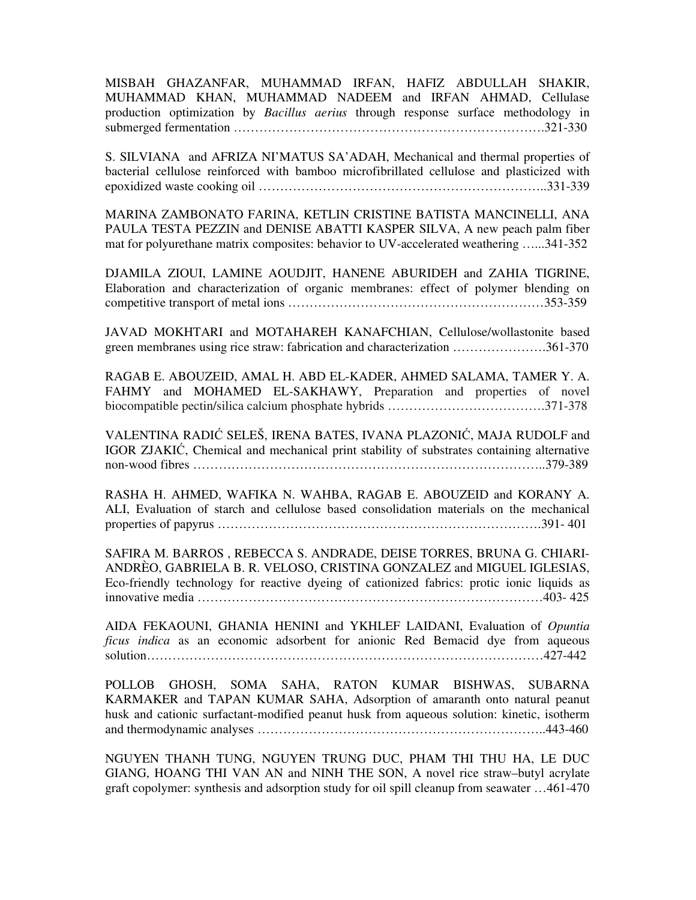MISBAH GHAZANFAR, MUHAMMAD IRFAN, HAFIZ ABDULLAH SHAKIR, MUHAMMAD KHAN, MUHAMMAD NADEEM and IRFAN AHMAD, Cellulase production optimization by *Bacillus aerius* through response surface methodology in submerged fermentation ……………………………………………………………….321-330

S. SILVIANA and AFRIZA NI'MATUS SA'ADAH, Mechanical and thermal properties of bacterial cellulose reinforced with bamboo microfibrillated cellulose and plasticized with epoxidized waste cooking oil ………………………………………………………..331-339

MARINA ZAMBONATO FARINA, KETLIN CRISTINE BATISTA MANCINELLI, ANA PAULA TESTA PEZZIN and DENISE ABATTI KASPER SILVA, A new peach palm fiber mat for polyurethane matrix composites: behavior to UV-accelerated weathering …...341-352

DJAMILA ZIOUI, LAMINE AOUDJIT, HANENE ABURIDEH and ZAHIA TIGRINE, Elaboration and characterization of organic membranes: effect of polymer blending on competitive transport of metal ions ……………………………………………………353-359

JAVAD MOKHTARI and MOTAHAREH KANAFCHIAN, Cellulose/wollastonite based green membranes using rice straw: fabrication and characterization ………………….361-370

RAGAB E. ABOUZEID, AMAL H. ABD EL-KADER, AHMED SALAMA, TAMER Y. A. FAHMY and MOHAMED EL-SAKHAWY, Preparation and properties of novel biocompatible pectin/silica calcium phosphate hybrids ……………………………….371-378

VALENTINA RADIĆ SELEŠ, IRENA BATES, IVANA PLAZONIĆ, MAJA RUDOLF and IGOR ZJAKIĆ, Chemical and mechanical print stability of substrates containing alternative non-wood fibres ……………………………………………………………………..379-389

RASHA H. AHMED, WAFIKA N. WAHBA, RAGAB E. ABOUZEID and KORANY A. ALI, Evaluation of starch and cellulose based consolidation materials on the mechanical properties of papyrus ………………………………………………………………….391- 401

SAFIRA M. BARROS , REBECCA S. ANDRADE, DEISE TORRES, BRUNA G. CHIARI-ANDRÈO, GABRIELA B. R. VELOSO, CRISTINA GONZALEZ and MIGUEL IGLESIAS, Eco-friendly technology for reactive dyeing of cationized fabrics: protic ionic liquids as innovative media ……………………………………………………………………403- 425

AIDA FEKAOUNI, GHANIA HENINI and YKHLEF LAIDANI, Evaluation of *Opuntia ficus indica* as an economic adsorbent for anionic Red Bemacid dye from aqueous solution……………………………………………………………………………….427-442

POLLOB GHOSH, SOMA SAHA, RATON KUMAR BISHWAS, SUBARNA KARMAKER and TAPAN KUMAR SAHA, Adsorption of amaranth onto natural peanut husk and cationic surfactant-modified peanut husk from aqueous solution: kinetic, isotherm and thermodynamic analyses ………………………………………………………..443-460

NGUYEN THANH TUNG, NGUYEN TRUNG DUC, PHAM THI THU HA, LE DUC GIANG, HOANG THI VAN AN and NINH THE SON, A novel rice straw–butyl acrylate graft copolymer: synthesis and adsorption study for oil spill cleanup from seawater …461-470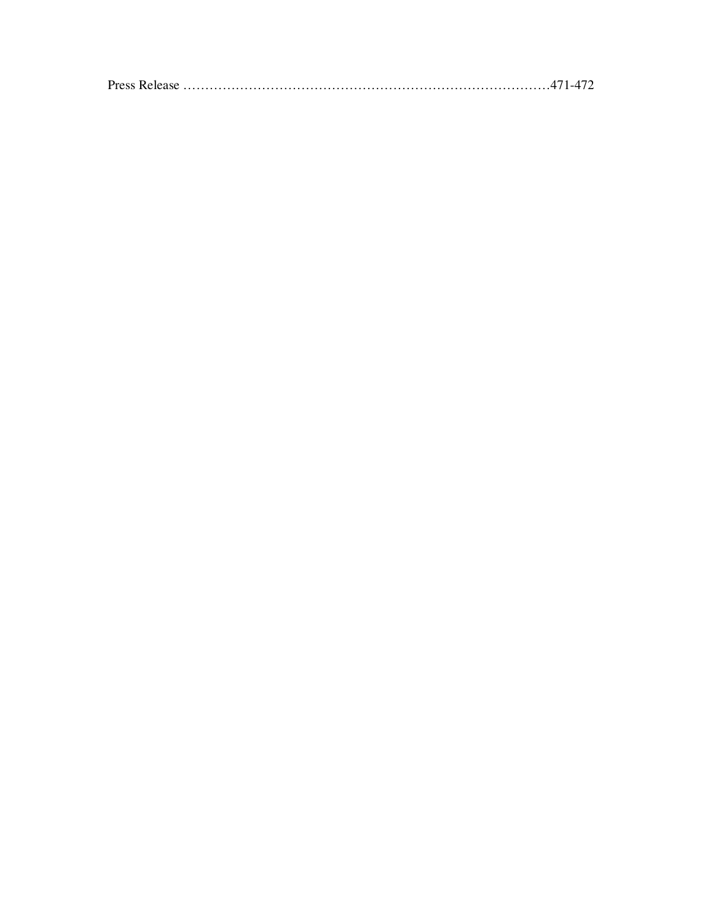Press Release ……………………………………………………………………………471-472